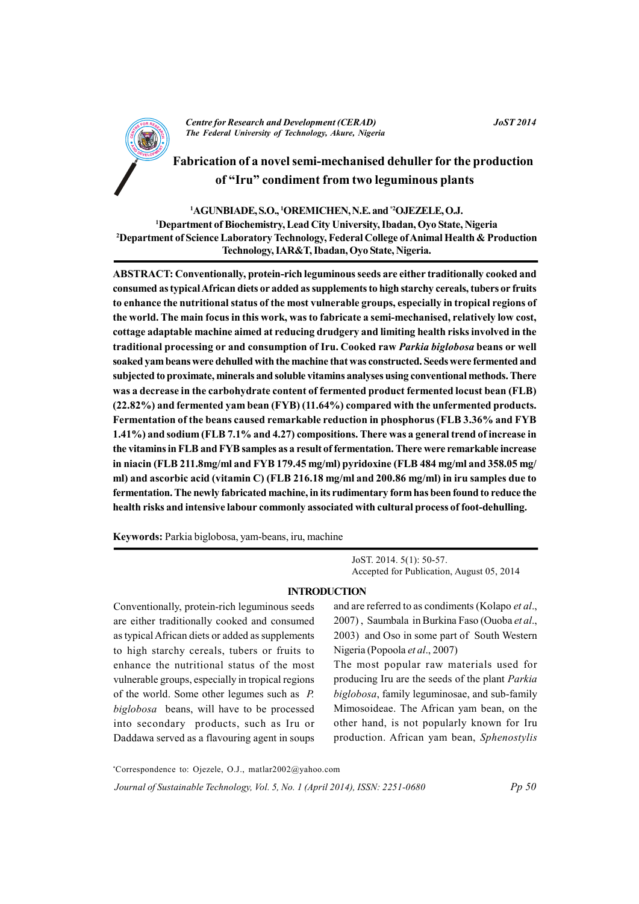# Fabrication of a novel semi-mechanised dehuller for the production of "Iru" condiment from two leguminous plants

[1]AGUNBIADE, S.O., [1]OREMICHEN, N.E. and [*2]OJEZELE, O.J.

[1]Department of Biochemistry, Lead City University, Ibadan, Oyo State, Nigeria

[2]Department of Science Laboratory Technology, Federal College of Animal Health & Production Technology, IAR&T, Ibadan, Oyo State, Nigeria.

**ABSTRACT: Conventionally, protein-rich leguminous seeds are either traditionally cooked and consumed as typical African diets or added as supplements to high starchy cereals, tubers or fruits to enhance the nutritional status of the most vulnerable groups, especially in tropical regions of the world. The main focus in this work, was to fabricate a semi-mechanised, relatively low cost, cottage adaptable machine aimed at reducing drudgery and limiting health risks involved in the traditional processing or and consumption of Iru. Cooked raw *Parkia biglobosa* beans or well soaked yam beans were dehulled with the machine that was constructed. Seeds were fermented and subjected to proximate, minerals and soluble vitamins analyses using conventional methods. There was a decrease in the carbohydrate content of fermented product fermented locust bean (FLB) (22.82%) and fermented yam bean (FYB) (11.64%) compared with the unfermented products. Fermentation of the beans caused remarkable reduction in phosphorus (FLB 3.36% and FYB 1.41%) and sodium (FLB 7.1% and 4.27) compositions. There was a general trend of increase in the vitamins in FLB and FYB samples as a result of fermentation. There were remarkable increase in niacin (FLB 211.8mg/ml and FYB 179.45 mg/ml) pyridoxine (FLB 484 mg/ml and 358.05 mg/ml) and ascorbic acid (vitamin C) (FLB 216.18 mg/ml and 200.86 mg/ml) in iru samples due to fermentation. The newly fabricated machine, in its rudimentary form has been found to reduce the health risks and intensive labour commonly associated with cultural process of foot-dehulling.**

**Keywords:** Parkia biglobosa, yam-beans, iru, machine

JoST. 2014. 5(1): 50-57.
Accepted for Publication, August 05, 2014

## INTRODUCTION

Conventionally, protein-rich leguminous seeds are either traditionally cooked and consumed as typical African diets or added as supplements to high starchy cereals, tubers or fruits to enhance the nutritional status of the most vulnerable groups, especially in tropical regions of the world. Some other legumes such as *P. biglobosa* beans, will have to be processed into secondary products, such as Iru or Daddawa served as a flavouring agent in soups and are referred to as condiments (Kolapo *et al*., 2007) , Saumbala in Burkina Faso (Ouoba *et al*., 2003) and Oso in some part of South Western Nigeria (Popoola *et al*., 2007)

The most popular raw materials used for producing Iru are the seeds of the plant *Parkia biglobosa*, family leguminosae, and sub-family Mimosoideae. The African yam bean, on the other hand, is not popularly known for Iru production. African yam bean, *Sphenostylis*

*Correspondence to: Ojezele, O.J., matlar2002@yahoo.com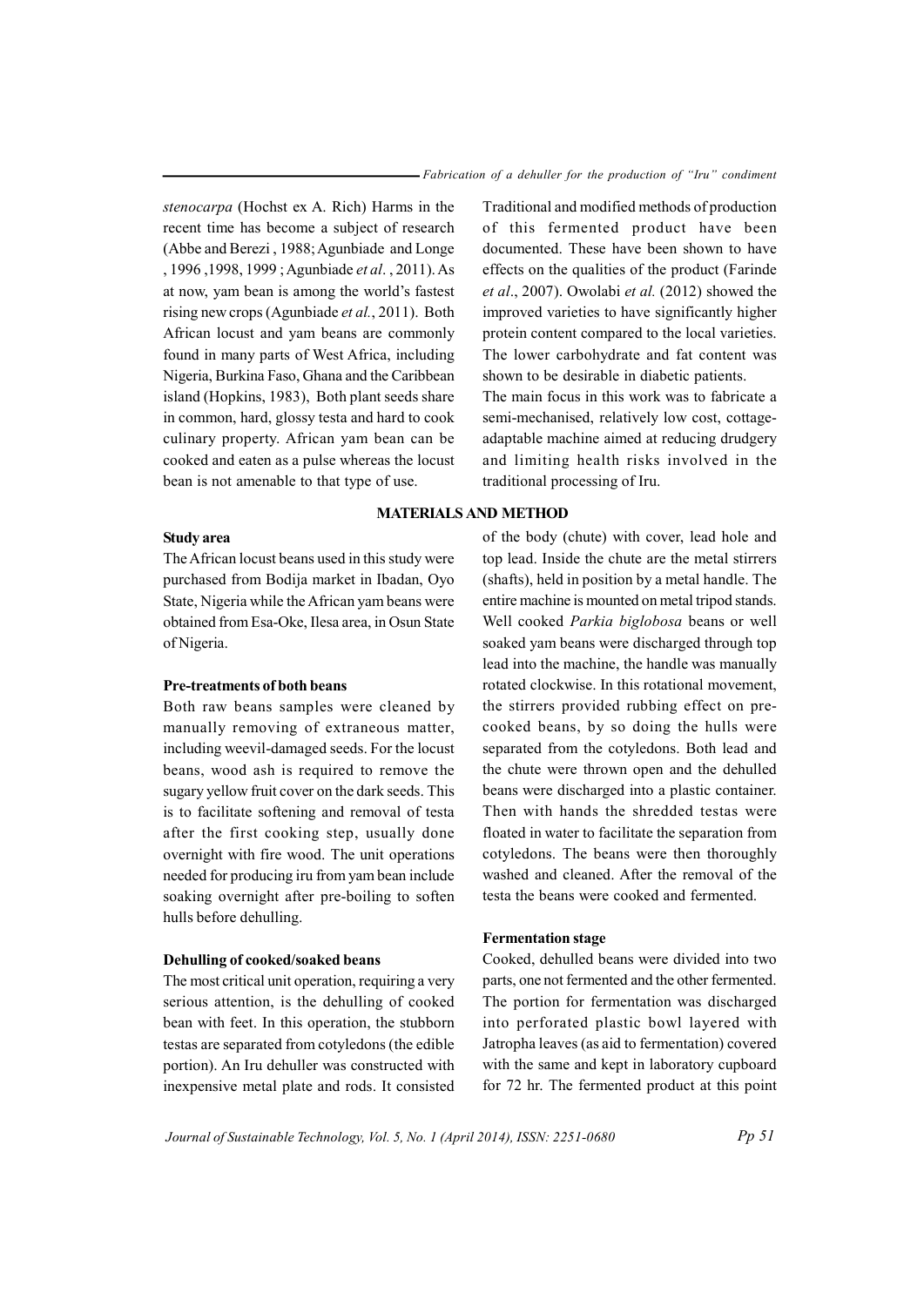*stenocarpa* (Hochst ex A. Rich) Harms in the recent time has become a subject of research (Abbe and Berezi , 1988; Agunbiade and Longe , 1996 ,1998, 1999 ; Agunbiade *et al.* , 2011). As at now, yam bean is among the world's fastest rising new crops (Agunbiade *et al.*, 2011). Both African locust and yam beans are commonly found in many parts of West Africa, including Nigeria, Burkina Faso, Ghana and the Caribbean island (Hopkins, 1983), Both plant seeds share in common, hard, glossy testa and hard to cook culinary property. African yam bean can be cooked and eaten as a pulse whereas the locust bean is not amenable to that type of use.

Traditional and modified methods of production of this fermented product have been documented. These have been shown to have effects on the qualities of the product (Farinde *et al*., 2007). Owolabi *et al.* (2012) showed the improved varieties to have significantly higher protein content compared to the local varieties. The lower carbohydrate and fat content was shown to be desirable in diabetic patients.

The main focus in this work was to fabricate a semi-mechanised, relatively low cost, cottage-adaptable machine aimed at reducing drudgery and limiting health risks involved in the traditional processing of Iru.

## MATERIALS AND METHOD

### Study area

The African locust beans used in this study were purchased from Bodija market in Ibadan, Oyo State, Nigeria while the African yam beans were obtained from Esa-Oke, Ilesa area, in Osun State of Nigeria.

### Pre-treatments of both beans

Both raw beans samples were cleaned by manually removing of extraneous matter, including weevil-damaged seeds. For the locust beans, wood ash is required to remove the sugary yellow fruit cover on the dark seeds. This is to facilitate softening and removal of testa after the first cooking step, usually done overnight with fire wood. The unit operations needed for producing iru from yam bean include soaking overnight after pre-boiling to soften hulls before dehulling.

### Dehulling of cooked/soaked beans

The most critical unit operation, requiring a very serious attention, is the dehulling of cooked bean with feet. In this operation, the stubborn testas are separated from cotyledons (the edible portion). An Iru dehuller was constructed with inexpensive metal plate and rods. It consisted of the body (chute) with cover, lead hole and top lead. Inside the chute are the metal stirrers (shafts), held in position by a metal handle. The entire machine is mounted on metal tripod stands. Well cooked *Parkia biglobosa* beans or well soaked yam beans were discharged through top lead into the machine, the handle was manually rotated clockwise. In this rotational movement, the stirrers provided rubbing effect on pre-cooked beans, by so doing the hulls were separated from the cotyledons. Both lead and the chute were thrown open and the dehulled beans were discharged into a plastic container. Then with hands the shredded testas were floated in water to facilitate the separation from cotyledons. The beans were then thoroughly washed and cleaned. After the removal of the testa the beans were cooked and fermented.

### Fermentation stage

Cooked, dehulled beans were divided into two parts, one not fermented and the other fermented. The portion for fermentation was discharged into perforated plastic bowl layered with Jatropha leaves (as aid to fermentation) covered with the same and kept in laboratory cupboard for 72 hr. The fermented product at this point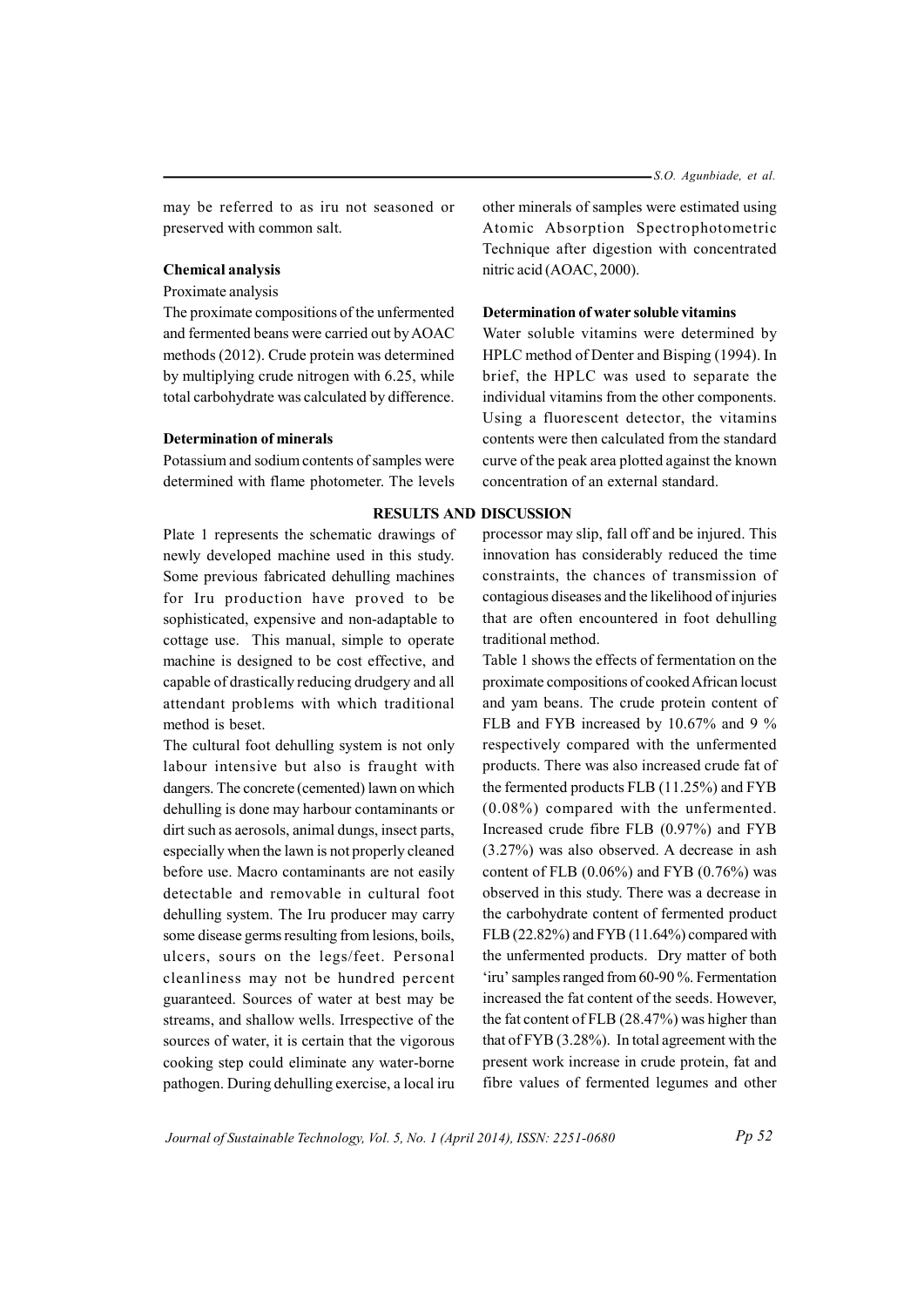may be referred to as iru not seasoned or preserved with common salt.

### Chemical analysis

Proximate analysis

The proximate compositions of the unfermented and fermented beans were carried out by AOAC methods (2012). Crude protein was determined by multiplying crude nitrogen with 6.25, while total carbohydrate was calculated by difference.

### Determination of minerals

Potassium and sodium contents of samples were determined with flame photometer. The levels other minerals of samples were estimated using Atomic Absorption Spectrophotometric Technique after digestion with concentrated nitric acid (AOAC, 2000).

### Determination of water soluble vitamins

Water soluble vitamins were determined by HPLC method of Denter and Bisping (1994). In brief, the HPLC was used to separate the individual vitamins from the other components. Using a fluorescent detector, the vitamins contents were then calculated from the standard curve of the peak area plotted against the known concentration of an external standard.

## RESULTS AND DISCUSSION

Plate 1 represents the schematic drawings of newly developed machine used in this study. Some previous fabricated dehulling machines for Iru production have proved to be sophisticated, expensive and non-adaptable to cottage use. This manual, simple to operate machine is designed to be cost effective, and capable of drastically reducing drudgery and all attendant problems with which traditional method is beset.

The cultural foot dehulling system is not only labour intensive but also is fraught with dangers. The concrete (cemented) lawn on which dehulling is done may harbour contaminants or dirt such as aerosols, animal dungs, insect parts, especially when the lawn is not properly cleaned before use. Macro contaminants are not easily detectable and removable in cultural foot dehulling system. The Iru producer may carry some disease germs resulting from lesions, boils, ulcers, sours on the legs/feet. Personal cleanliness may not be hundred percent guaranteed. Sources of water at best may be streams, and shallow wells. Irrespective of the sources of water, it is certain that the vigorous cooking step could eliminate any water-borne pathogen. During dehulling exercise, a local iru processor may slip, fall off and be injured. This innovation has considerably reduced the time constraints, the chances of transmission of contagious diseases and the likelihood of injuries that are often encountered in foot dehulling traditional method.

Table 1 shows the effects of fermentation on the proximate compositions of cooked African locust and yam beans. The crude protein content of FLB and FYB increased by 10.67% and 9 % respectively compared with the unfermented products. There was also increased crude fat of the fermented products FLB (11.25%) and FYB (0.08%) compared with the unfermented. Increased crude fibre FLB (0.97%) and FYB (3.27%) was also observed. A decrease in ash content of FLB (0.06%) and FYB (0.76%) was observed in this study. There was a decrease in the carbohydrate content of fermented product FLB (22.82%) and FYB (11.64%) compared with the unfermented products. Dry matter of both 'iru' samples ranged from 60-90 %. Fermentation increased the fat content of the seeds. However, the fat content of FLB (28.47%) was higher than that of FYB (3.28%). In total agreement with the present work increase in crude protein, fat and fibre values of fermented legumes and other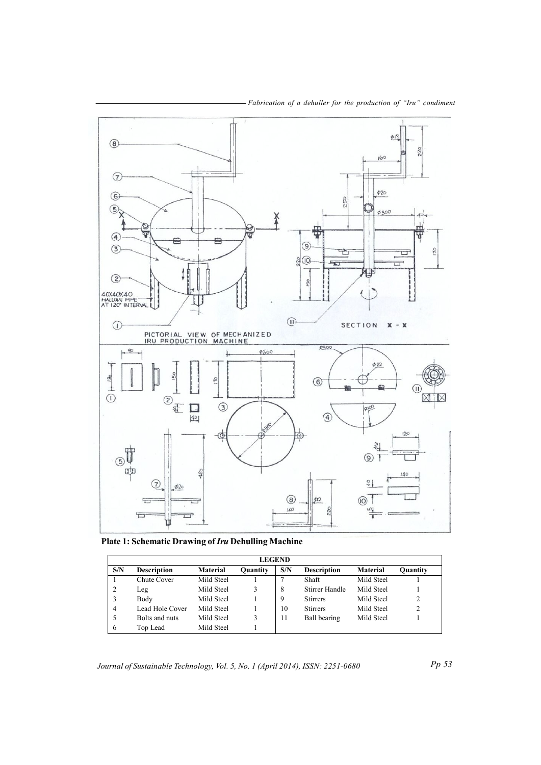**Plate 1: Schematic Drawing of *Iru* Dehulling Machine**

| LEGEND | | | | | | | |
|---|---|---|---|---|---|---|---|
| **S/N** | **Description** | **Material** | **Quantity** | **S/N** | **Description** | **Material** | **Quantity** |
| 1 | Chute Cover | Mild Steel | 1 | 7 | Shaft | Mild Steel | 1 |
| 2 | Leg | Mild Steel | 3 | 8 | Stirrer Handle | Mild Steel | 1 |
| 3 | Body | Mild Steel | 1 | 9 | Stirrers | Mild Steel | 2 |
| 4 | Lead Hole Cover | Mild Steel | 1 | 10 | Stirrers | Mild Steel | 2 |
| 5 | Bolts and nuts | Mild Steel | 3 | 11 | Ball bearing | Mild Steel | 1 |
| 6 | Top Lead | Mild Steel | 1 | | | | |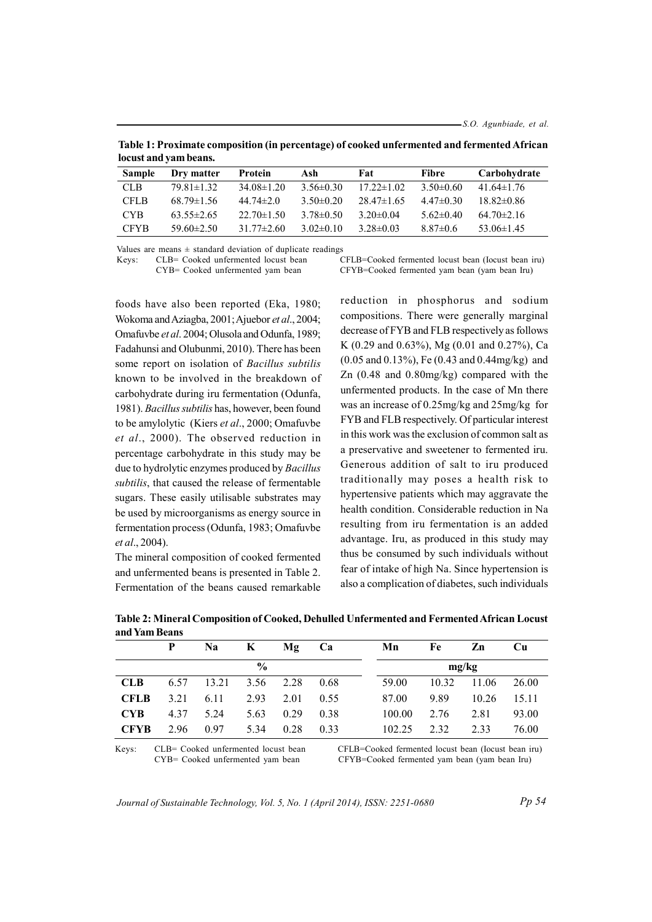**Table 1: Proximate composition (in percentage) of cooked unfermented and fermented African locust and yam beans.**

| Sample | Dry matter | Protein | Ash | Fat | Fibre | Carbohydrate |
|---|---|---|---|---|---|---|
| CLB | 79.81±1.32 | 34.08±1.20 | 3.56±0.30 | 17.22±1.02 | 3.50±0.60 | 41.64±1.76 |
| CFLB | 68.79±1.56 | 44.74±2.0 | 3.50±0.20 | 28.47±1.65 | 4.47±0.30 | 18.82±0.86 |
| CYB | 63.55±2.65 | 22.70±1.50 | 3.78±0.50 | 3.20±0.04 | 5.62±0.40 | 64.70±2.16 |
| CFYB | 59.60±2.50 | 31.77±2.60 | 3.02±0.10 | 3.28±0.03 | 8.87±0.6 | 53.06±1.45 |

Values are means ± standard deviation of duplicate readings

Keys: CLB= Cooked unfermented locust bean; CFLB=Cooked fermented locust bean (Iocust bean iru); CYB= Cooked unfermented yam bean; CFYB=Cooked fermented yam bean (yam bean Iru)

foods have also been reported (Eka, 1980; Wokoma and Aziagba, 2001; Ajuebor *et al*., 2004; Omafuvbe *et al*. 2004; Olusola and Odunfa, 1989; Fadahunsi and Olubunmi, 2010). There has been some report on isolation of *Bacillus subtilis* known to be involved in the breakdown of carbohydrate during iru fermentation (Odunfa, 1981). *Bacillus subtilis* has, however, been found to be amylolytic (Kiers *et al*., 2000; Omafuvbe *et al*., 2000). The observed reduction in percentage carbohydrate in this study may be due to hydrolytic enzymes produced by *Bacillus subtilis*, that caused the release of fermentable sugars. These easily utilisable substrates may be used by microorganisms as energy source in fermentation process (Odunfa, 1983; Omafuvbe *et al*., 2004).

The mineral composition of cooked fermented and unfermented beans is presented in Table 2. Fermentation of the beans caused remarkable reduction in phosphorus and sodium compositions. There were generally marginal decrease of FYB and FLB respectively as follows K (0.29 and 0.63%), Mg (0.01 and 0.27%), Ca (0.05 and 0.13%), Fe (0.43 and 0.44mg/kg) and Zn (0.48 and 0.80mg/kg) compared with the unfermented products. In the case of Mn there was an increase of 0.25mg/kg and 25mg/kg for FYB and FLB respectively. Of particular interest in this work was the exclusion of common salt as a preservative and sweetener to fermented iru. Generous addition of salt to iru produced traditionally may poses a health risk to hypertensive patients which may aggravate the health condition. Considerable reduction in Na resulting from iru fermentation is an added advantage. Iru, as produced in this study may thus be consumed by such individuals without fear of intake of high Na. Since hypertension is also a complication of diabetes, such individuals

**Table 2: Mineral Composition of Cooked, Dehulled Unfermented and Fermented African Locust and Yam Beans**

| | P | Na | K | Mg | Ca | Mn | Fe | Zn | Cu |
|---|---|---|---|---|---|---|---|---|---|
| | % | | | | | mg/kg | | | |
| **CLB** | 6.57 | 13.21 | 3.56 | 2.28 | 0.68 | 59.00 | 10.32 | 11.06 | 26.00 |
| **CFLB** | 3.21 | 6.11 | 2.93 | 2.01 | 0.55 | 87.00 | 9.89 | 10.26 | 15.11 |
| **CYB** | 4.37 | 5.24 | 5.63 | 0.29 | 0.38 | 100.00 | 2.76 | 2.81 | 93.00 |
| **CFYB** | 2.96 | 0.97 | 5.34 | 0.28 | 0.33 | 102.25 | 2.32 | 2.33 | 76.00 |

Keys: CLB= Cooked unfermented locust bean; CFLB=Cooked fermented locust bean (Iocust bean iru); CYB= Cooked unfermented yam bean; CFYB=Cooked fermented yam bean (yam bean Iru)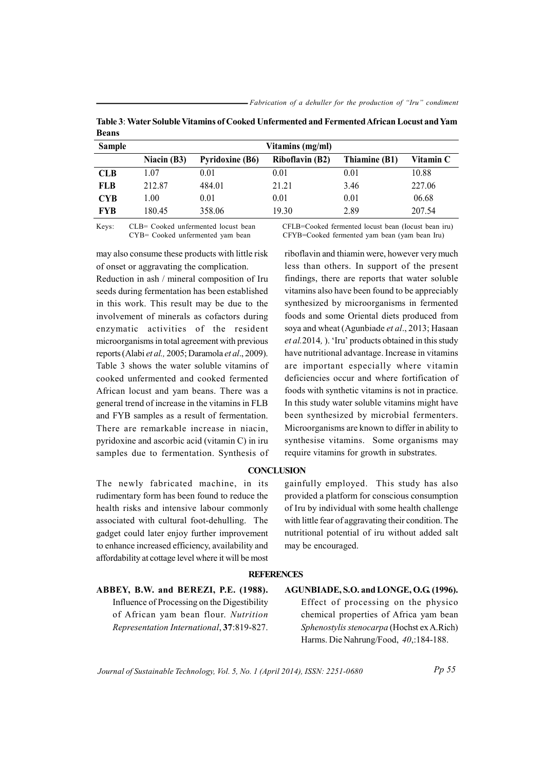**Table 3**: **Water Soluble Vitamins of Cooked Unfermented and Fermented African Locust and Yam Beans**

| Sample | Vitamins (mg/ml) | | | | |
|---|---|---|---|---|---|
| | Niacin (B3) | Pyridoxine (B6) | Riboflavin (B2) | Thiamine (B1) | Vitamin C |
| **CLB** | 1.07 | 0.01 | 0.01 | 0.01 | 10.88 |
| **FLB** | 212.87 | 484.01 | 21.21 | 3.46 | 227.06 |
| **CYB** | 1.00 | 0.01 | 0.01 | 0.01 | 06.68 |
| **FYB** | 180.45 | 358.06 | 19.30 | 2.89 | 207.54 |

Keys: CLB= Cooked unfermented locust bean; CYB= Cooked unfermented yam bean; CFLB=Cooked fermented locust bean (locust bean iru); CFYB=Cooked fermented yam bean (yam bean Iru)

may also consume these products with little risk of onset or aggravating the complication.

Reduction in ash / mineral composition of Iru seeds during fermentation has been established in this work. This result may be due to the involvement of minerals as cofactors during enzymatic activities of the resident microorganisms in total agreement with previous reports (Alabi *et al.,* 2005; Daramola *et al*., 2009). Table 3 shows the water soluble vitamins of cooked unfermented and cooked fermented African locust and yam beans. There was a general trend of increase in the vitamins in FLB and FYB samples as a result of fermentation. There are remarkable increase in niacin, pyridoxine and ascorbic acid (vitamin C) in iru samples due to fermentation. Synthesis of riboflavin and thiamin were, however very much less than others. In support of the present findings, there are reports that water soluble vitamins also have been found to be appreciably synthesized by microorganisms in fermented foods and some Oriental diets produced from soya and wheat (Agunbiade *et al*., 2013; Hasaan *et al.*2014, ). 'Iru' products obtained in this study have nutritional advantage. Increase in vitamins are important especially where vitamin deficiencies occur and where fortification of foods with synthetic vitamins is not in practice. In this study water soluble vitamins might have been synthesized by microbial fermenters. Microorganisms are known to differ in ability to synthesise vitamins. Some organisms may require vitamins for growth in substrates.

## CONCLUSION

The newly fabricated machine, in its rudimentary form has been found to reduce the health risks and intensive labour commonly associated with cultural foot-dehulling. The gadget could later enjoy further improvement to enhance increased efficiency, availability and affordability at cottage level where it will be most gainfully employed. This study has also provided a platform for conscious consumption of Iru by individual with some health challenge with little fear of aggravating their condition. The nutritional potential of iru without added salt may be encouraged.

## REFERENCES

**ABBEY, B.W. and BEREZI, P.E. (1988).** Influence of Processing on the Digestibility of African yam bean flour. *Nutrition Representation International*, **37**:819-827.

**AGUNBIADE, S.O. and LONGE, O.G. (1996).** Effect of processing on the physico chemical properties of Africa yam bean *Sphenostylis stenocarpa* (Hochst ex A.Rich) Harms. Die Nahrung/Food, *40*,:184-188.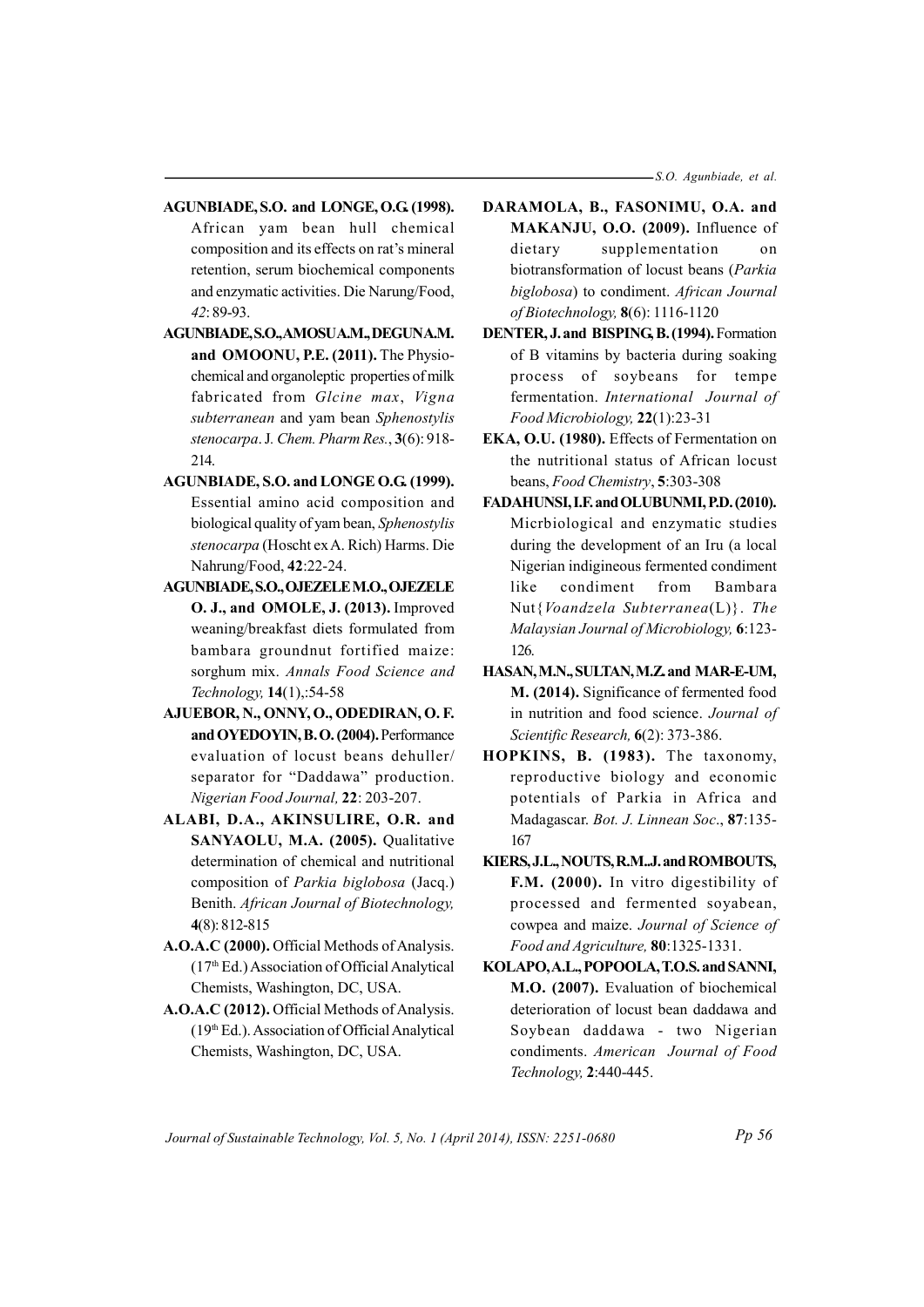**AGUNBIADE, S.O. and LONGE, O.G. (1998).** African yam bean hull chemical composition and its effects on rat's mineral retention, serum biochemical components and enzymatic activities. Die Narung/Food, *42*: 89-93.

**AGUNBIADE, S.O., AMOSU A.M., DEGUN A.M. and OMOONU, P.E. (2011).** The Physio-chemical and organoleptic properties of milk fabricated from *Glcine max*, *Vigna subterranean* and yam bean *Sphenostylis stenocarpa*. J. *Chem. Pharm Res.*, **3**(6): 918-214.

**AGUNBIADE, S.O. and LONGE O.G. (1999).** Essential amino acid composition and biological quality of yam bean, *Sphenostylis stenocarpa* (Hoscht ex A. Rich) Harms. Die Nahrung/Food, **42**:22-24.

**AGUNBIADE, S.O., OJEZELE M.O., OJEZELE O. J., and OMOLE, J. (2013).** Improved weaning/breakfast diets formulated from bambara groundnut fortified maize: sorghum mix. *Annals Food Science and Technology,* **14**(1),:54-58

**AJUEBOR, N., ONNY, O., ODEDIRAN, O. F. and OYEDOYIN, B. O. (2004).** Performance evaluation of locust beans dehuller/ separator for "Daddawa" production. *Nigerian Food Journal,* **22**: 203-207.

**ALABI, D.A., AKINSULIRE, O.R. and SANYAOLU, M.A. (2005).** Qualitative determination of chemical and nutritional composition of *Parkia biglobosa* (Jacq.) Benith. *African Journal of Biotechnology,* **4**(8): 812-815

**A.O.A.C (2000).** Official Methods of Analysis. (17th Ed.) Association of Official Analytical Chemists, Washington, DC, USA.

**A.O.A.C (2012).** Official Methods of Analysis. (19th Ed.). Association of Official Analytical Chemists, Washington, DC, USA.

**DARAMOLA, B., FASONIMU, O.A. and MAKANJU, O.O. (2009).** Influence of dietary supplementation on biotransformation of locust beans (*Parkia biglobosa*) to condiment. *African Journal of Biotechnology,* **8**(6): 1116-1120

**DENTER, J. and BISPING, B. (1994).** Formation of B vitamins by bacteria during soaking process of soybeans for tempe fermentation. *International Journal of Food Microbiology,* **22**(1):23-31

**EKA, O.U. (1980).** Effects of Fermentation on the nutritional status of African locust beans, *Food Chemistry*, **5**:303-308

**FADAHUNSI, I.F. and OLUBUNMI, P.D. (2010).** Micrbiological and enzymatic studies during the development of an Iru (a local Nigerian indigineous fermented condiment like condiment from Bambara Nut{*Voandzela Subterranea*(L)}. *The Malaysian Journal of Microbiology,* **6**:123-126.

**HASAN, M.N., SULTAN, M.Z. and MAR-E-UM, M. (2014).** Significance of fermented food in nutrition and food science. *Journal of Scientific Research,* **6**(2): 373-386.

**HOPKINS, B. (1983).** The taxonomy, reproductive biology and economic potentials of Parkia in Africa and Madagascar. *Bot. J. Linnean Soc*., **87**:135-167

**KIERS, J.L., NOUTS, R.M..J. and ROMBOUTS, F.M. (2000).** In vitro digestibility of processed and fermented soyabean, cowpea and maize. *Journal of Science of Food and Agriculture,* **80**:1325-1331.

**KOLAPO, A.L., POPOOLA, T.O.S. and SANNI, M.O. (2007).** Evaluation of biochemical deterioration of locust bean daddawa and Soybean daddawa - two Nigerian condiments. *American Journal of Food Technology,* **2**:440-445.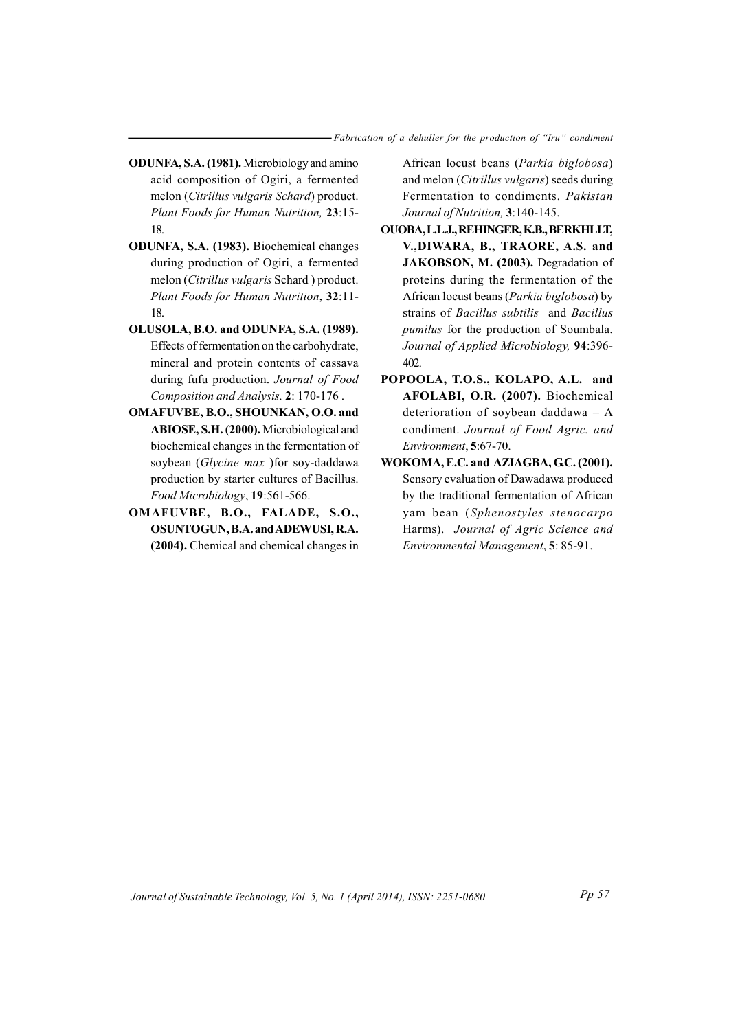**ODUNFA, S.A. (1981).** Microbiology and amino acid composition of Ogiri, a fermented melon (*Citrillus vulgaris Schard*) product. *Plant Foods for Human Nutrition,* **23**:15-18.

**ODUNFA, S.A. (1983).** Biochemical changes during production of Ogiri, a fermented melon (*Citrillus vulgaris* Schard ) product. *Plant Foods for Human Nutrition*, **32**:11-18.

**OLUSOLA, B.O. and ODUNFA, S.A. (1989).** Effects of fermentation on the carbohydrate, mineral and protein contents of cassava during fufu production. *Journal of Food Composition and Analysis*. **2**: 170-176 .

**OMAFUVBE, B.O., SHOUNKAN, O.O. and ABIOSE, S.H. (2000).** Microbiological and biochemical changes in the fermentation of soybean (*Glycine max* )for soy-daddawa production by starter cultures of Bacillus. *Food Microbiology*, **19**:561-566.

**OMAFUVBE, B.O., FALADE, S.O., OSUNTOGUN, B.A. and ADEWUSI, R.A. (2004).** Chemical and chemical changes in African locust beans (*Parkia biglobosa*) and melon (*Citrillus vulgaris*) seeds during Fermentation to condiments. *Pakistan Journal of Nutrition,* **3**:140-145.

**OUOBA, L.L.J., REHINGER, K.B., BERKHLLT, V., DIWARA, B., TRAORE, A.S. and JAKOBSON, M. (2003).** Degradation of proteins during the fermentation of the African locust beans (*Parkia biglobosa*) by strains of *Bacillus subtilis* and *Bacillus pumilus* for the production of Soumbala. *Journal of Applied Microbiology,* **94**:396-402.

**POPOOLA, T.O.S., KOLAPO, A.L. and AFOLABI, O.R. (2007).** Biochemical deterioration of soybean daddawa – A condiment. *Journal of Food Agric. and Environment*, **5**:67-70.

**WOKOMA, E.C. and AZIAGBA, G.C. (2001).** Sensory evaluation of Dawadawa produced by the traditional fermentation of African yam bean (*Sphenostyles stenocarpo* Harms). *Journal of Agric Science and Environmental Management*, **5**: 85-91.